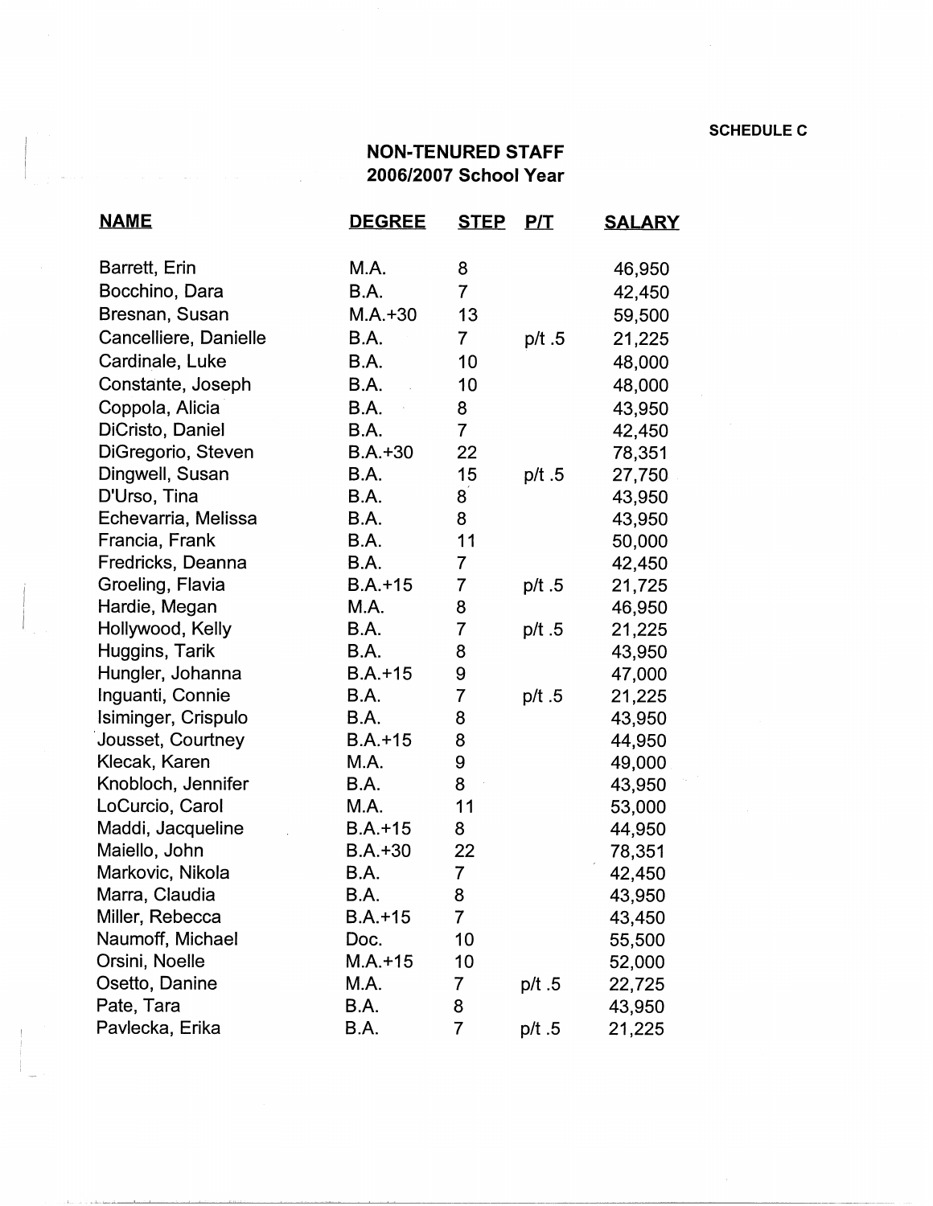SCHEDULE C

# NON-TENURED STAFF
## 2006/2007 School Year

| NAME | DEGREE | STEP | P/T | SALARY |
|---|---|---|---|---|
| Barrett, Erin | M.A. | 8 | | 46,950 |
| Bocchino, Dara | B.A. | 7 | | 42,450 |
| Bresnan, Susan | M.A.+30 | 13 | | 59,500 |
| Cancelliere, Danielle | B.A. | 7 | p/t .5 | 21,225 |
| Cardinale, Luke | B.A. | 10 | | 48,000 |
| Constante, Joseph | B.A. | 10 | | 48,000 |
| Coppola, Alicia | B.A. | 8 | | 43,950 |
| DiCristo, Daniel | B.A. | 7 | | 42,450 |
| DiGregorio, Steven | B.A.+30 | 22 | | 78,351 |
| Dingwell, Susan | B.A. | 15 | p/t .5 | 27,750 |
| D'Urso, Tina | B.A. | 8 | | 43,950 |
| Echevarria, Melissa | B.A. | 8 | | 43,950 |
| Francia, Frank | B.A. | 11 | | 50,000 |
| Fredricks, Deanna | B.A. | 7 | | 42,450 |
| Groeling, Flavia | B.A.+15 | 7 | p/t .5 | 21,725 |
| Hardie, Megan | M.A. | 8 | | 46,950 |
| Hollywood, Kelly | B.A. | 7 | p/t .5 | 21,225 |
| Huggins, Tarik | B.A. | 8 | | 43,950 |
| Hungler, Johanna | B.A.+15 | 9 | | 47,000 |
| Inguanti, Connie | B.A. | 7 | p/t .5 | 21,225 |
| Isiminger, Crispulo | B.A. | 8 | | 43,950 |
| Jousset, Courtney | B.A.+15 | 8 | | 44,950 |
| Klecak, Karen | M.A. | 9 | | 49,000 |
| Knobloch, Jennifer | B.A. | 8 | | 43,950 |
| LoCurcio, Carol | M.A. | 11 | | 53,000 |
| Maddi, Jacqueline | B.A.+15 | 8 | | 44,950 |
| Maiello, John | B.A.+30 | 22 | | 78,351 |
| Markovic, Nikola | B.A. | 7 | | 42,450 |
| Marra, Claudia | B.A. | 8 | | 43,950 |
| Miller, Rebecca | B.A.+15 | 7 | | 43,450 |
| Naumoff, Michael | Doc. | 10 | | 55,500 |
| Orsini, Noelle | M.A.+15 | 10 | | 52,000 |
| Osetto, Danine | M.A. | 7 | p/t .5 | 22,725 |
| Pate, Tara | B.A. | 8 | | 43,950 |
| Pavlecka, Erika | B.A. | 7 | p/t .5 | 21,225 |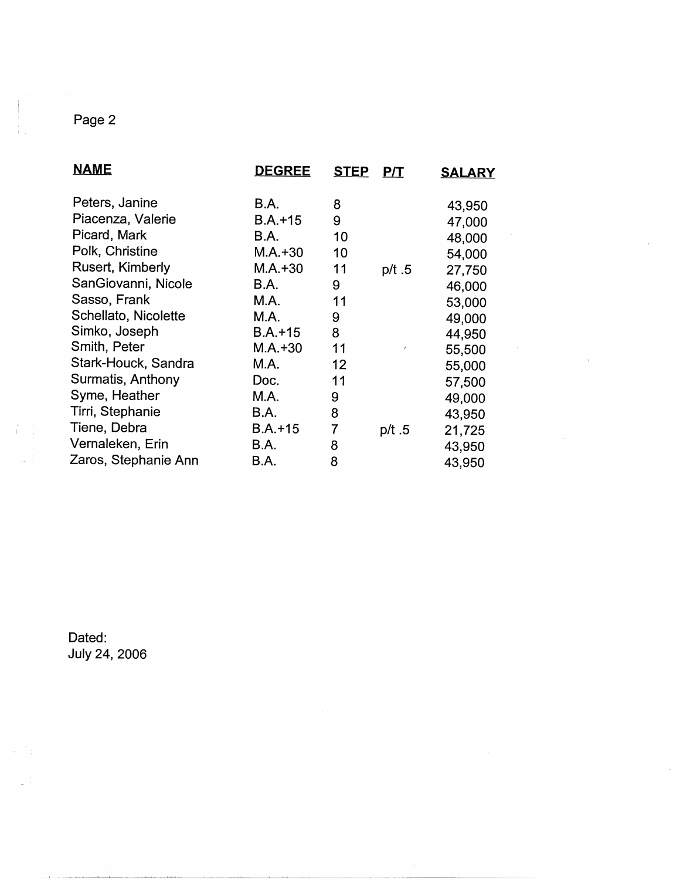| NAME | DEGREE | STEP | P/T | SALARY |
|---|---|---|---|---|
| Peters, Janine | B.A. | 8 | | 43,950 |
| Piacenza, Valerie | B.A.+15 | 9 | | 47,000 |
| Picard, Mark | B.A. | 10 | | 48,000 |
| Polk, Christine | M.A.+30 | 10 | | 54,000 |
| Rusert, Kimberly | M.A.+30 | 11 | p/t .5 | 27,750 |
| SanGiovanni, Nicole | B.A. | 9 | | 46,000 |
| Sasso, Frank | M.A. | 11 | | 53,000 |
| Schellato, Nicolette | M.A. | 9 | | 49,000 |
| Simko, Joseph | B.A.+15 | 8 | | 44,950 |
| Smith, Peter | M.A.+30 | 11 | | 55,500 |
| Stark-Houck, Sandra | M.A. | 12 | | 55,000 |
| Surmatis, Anthony | Doc. | 11 | | 57,500 |
| Syme, Heather | M.A. | 9 | | 49,000 |
| Tirri, Stephanie | B.A. | 8 | | 43,950 |
| Tiene, Debra | B.A.+15 | 7 | p/t .5 | 21,725 |
| Vernaleken, Erin | B.A. | 8 | | 43,950 |
| Zaros, Stephanie Ann | B.A. | 8 | | 43,950 |

Dated:
July 24, 2006